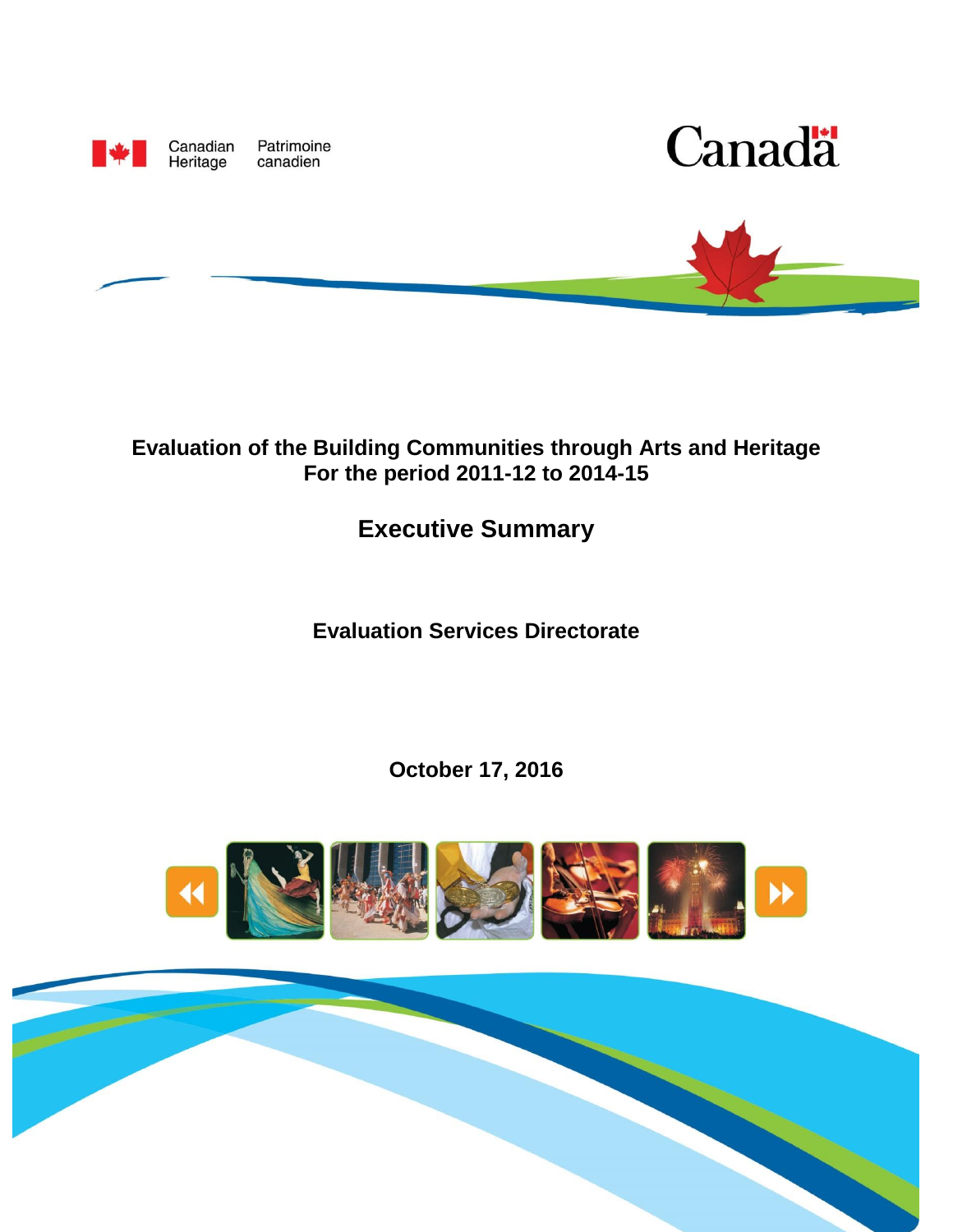Canadian Heritage Patrimoine canadien

Canada

# Evaluation of the Building Communities through Arts and Heritage For the period 2011-12 to 2014-15

## Executive Summary

**Evaluation Services Directorate**

**October 17, 2016**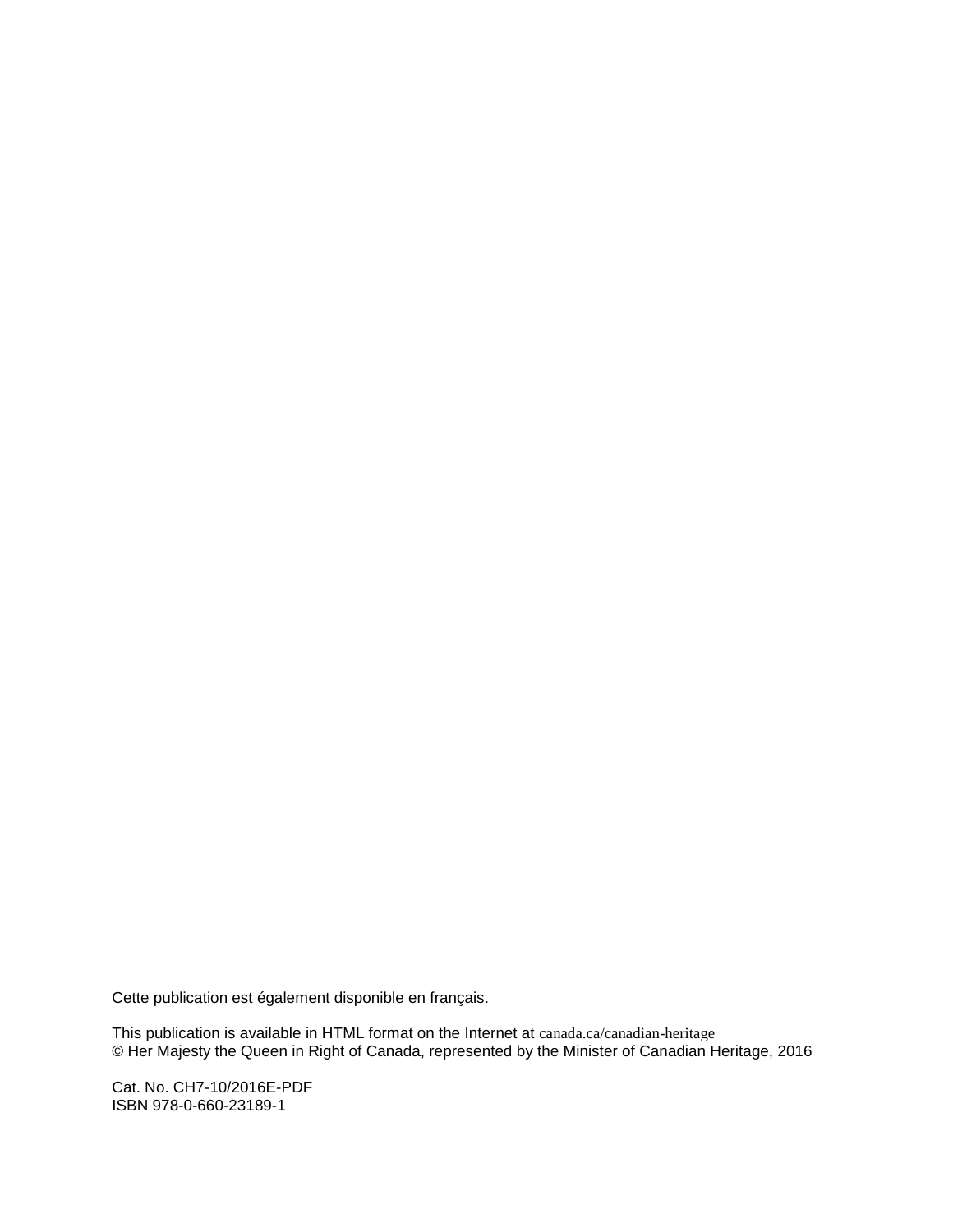Cette publication est également disponible en français.

This publication is available in HTML format on the Internet at canada.ca/canadian-heritage
© Her Majesty the Queen in Right of Canada, represented by the Minister of Canadian Heritage, 2016

Cat. No. CH7-10/2016E-PDF
ISBN 978-0-660-23189-1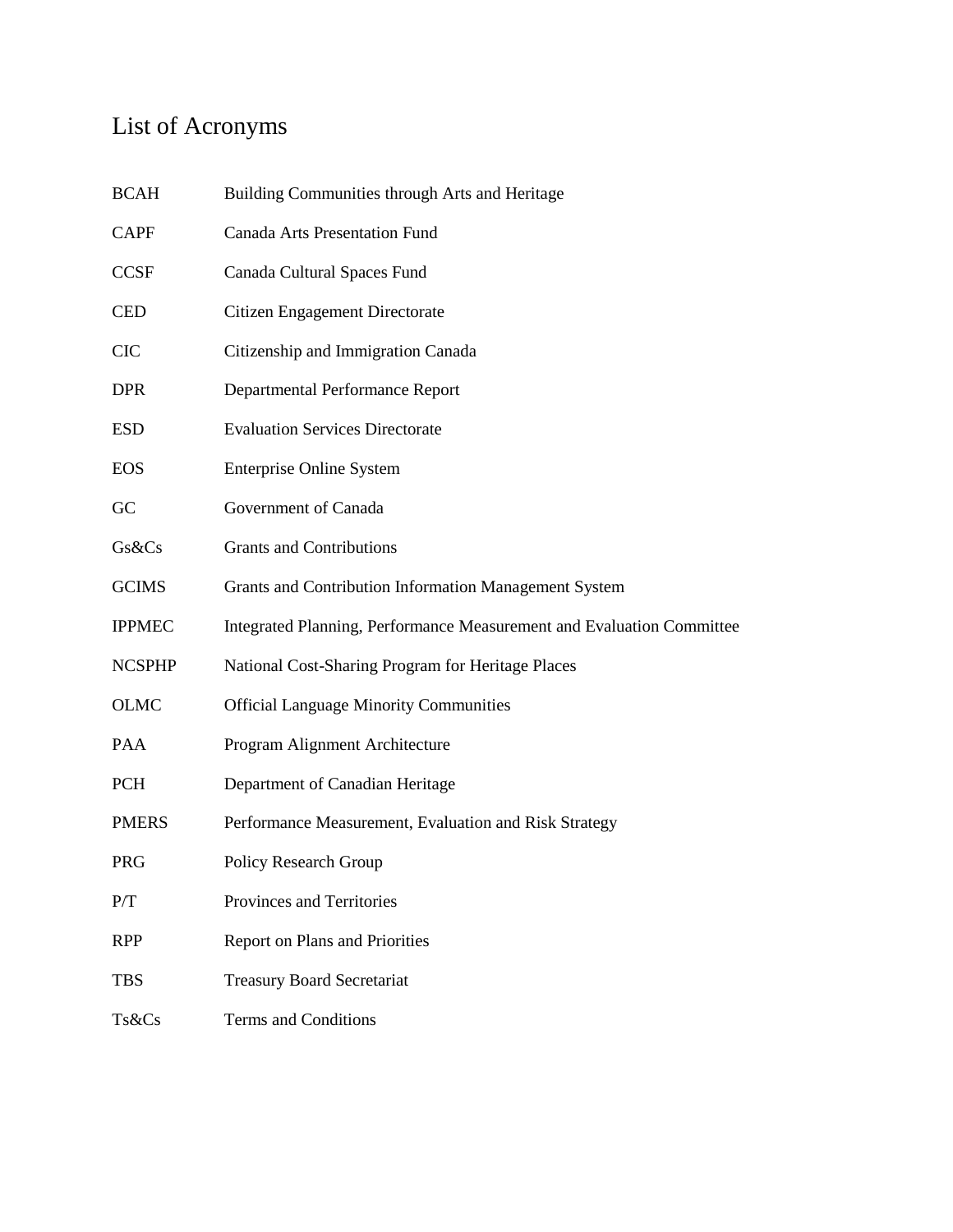# List of Acronyms

| | |
|---|---|
| BCAH | Building Communities through Arts and Heritage |
| CAPF | Canada Arts Presentation Fund |
| CCSF | Canada Cultural Spaces Fund |
| CED | Citizen Engagement Directorate |
| CIC | Citizenship and Immigration Canada |
| DPR | Departmental Performance Report |
| ESD | Evaluation Services Directorate |
| EOS | Enterprise Online System |
| GC | Government of Canada |
| Gs&Cs | Grants and Contributions |
| GCIMS | Grants and Contribution Information Management System |
| IPPMEC | Integrated Planning, Performance Measurement and Evaluation Committee |
| NCSPHP | National Cost-Sharing Program for Heritage Places |
| OLMC | Official Language Minority Communities |
| PAA | Program Alignment Architecture |
| PCH | Department of Canadian Heritage |
| PMERS | Performance Measurement, Evaluation and Risk Strategy |
| PRG | Policy Research Group |
| P/T | Provinces and Territories |
| RPP | Report on Plans and Priorities |
| TBS | Treasury Board Secretariat |
| Ts&Cs | Terms and Conditions |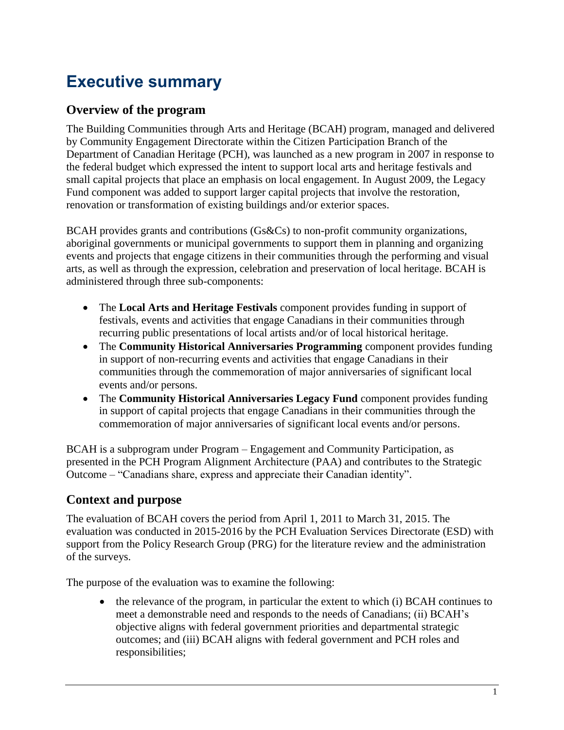# Executive summary

## Overview of the program

The Building Communities through Arts and Heritage (BCAH) program, managed and delivered by Community Engagement Directorate within the Citizen Participation Branch of the Department of Canadian Heritage (PCH), was launched as a new program in 2007 in response to the federal budget which expressed the intent to support local arts and heritage festivals and small capital projects that place an emphasis on local engagement. In August 2009, the Legacy Fund component was added to support larger capital projects that involve the restoration, renovation or transformation of existing buildings and/or exterior spaces.

BCAH provides grants and contributions (Gs&Cs) to non-profit community organizations, aboriginal governments or municipal governments to support them in planning and organizing events and projects that engage citizens in their communities through the performing and visual arts, as well as through the expression, celebration and preservation of local heritage. BCAH is administered through three sub-components:

- The **Local Arts and Heritage Festivals** component provides funding in support of festivals, events and activities that engage Canadians in their communities through recurring public presentations of local artists and/or of local historical heritage.
- The **Community Historical Anniversaries Programming** component provides funding in support of non-recurring events and activities that engage Canadians in their communities through the commemoration of major anniversaries of significant local events and/or persons.
- The **Community Historical Anniversaries Legacy Fund** component provides funding in support of capital projects that engage Canadians in their communities through the commemoration of major anniversaries of significant local events and/or persons.

BCAH is a subprogram under Program – Engagement and Community Participation, as presented in the PCH Program Alignment Architecture (PAA) and contributes to the Strategic Outcome – "Canadians share, express and appreciate their Canadian identity".

## Context and purpose

The evaluation of BCAH covers the period from April 1, 2011 to March 31, 2015. The evaluation was conducted in 2015-2016 by the PCH Evaluation Services Directorate (ESD) with support from the Policy Research Group (PRG) for the literature review and the administration of the surveys.

The purpose of the evaluation was to examine the following:

- the relevance of the program, in particular the extent to which (i) BCAH continues to meet a demonstrable need and responds to the needs of Canadians; (ii) BCAH's objective aligns with federal government priorities and departmental strategic outcomes; and (iii) BCAH aligns with federal government and PCH roles and responsibilities;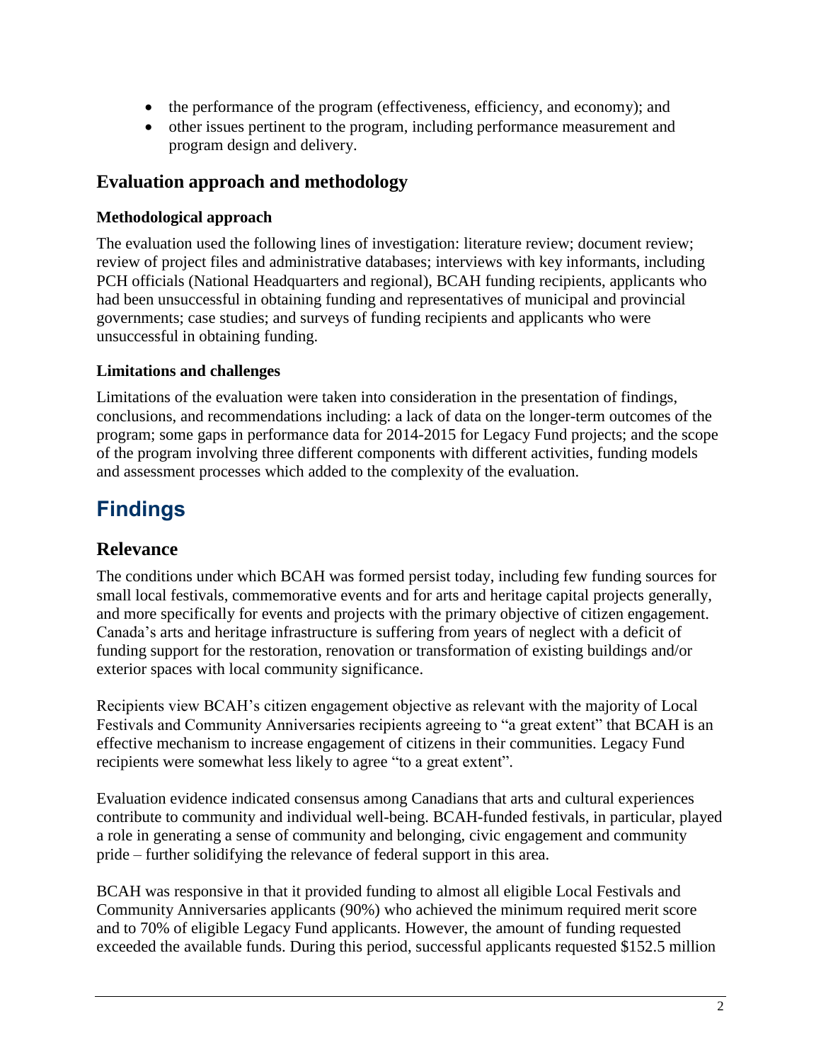- the performance of the program (effectiveness, efficiency, and economy); and
- other issues pertinent to the program, including performance measurement and program design and delivery.

## Evaluation approach and methodology

### Methodological approach

The evaluation used the following lines of investigation: literature review; document review; review of project files and administrative databases; interviews with key informants, including PCH officials (National Headquarters and regional), BCAH funding recipients, applicants who had been unsuccessful in obtaining funding and representatives of municipal and provincial governments; case studies; and surveys of funding recipients and applicants who were unsuccessful in obtaining funding.

### Limitations and challenges

Limitations of the evaluation were taken into consideration in the presentation of findings, conclusions, and recommendations including: a lack of data on the longer-term outcomes of the program; some gaps in performance data for 2014-2015 for Legacy Fund projects; and the scope of the program involving three different components with different activities, funding models and assessment processes which added to the complexity of the evaluation.

# Findings

## Relevance

The conditions under which BCAH was formed persist today, including few funding sources for small local festivals, commemorative events and for arts and heritage capital projects generally, and more specifically for events and projects with the primary objective of citizen engagement. Canada's arts and heritage infrastructure is suffering from years of neglect with a deficit of funding support for the restoration, renovation or transformation of existing buildings and/or exterior spaces with local community significance.

Recipients view BCAH's citizen engagement objective as relevant with the majority of Local Festivals and Community Anniversaries recipients agreeing to "a great extent" that BCAH is an effective mechanism to increase engagement of citizens in their communities. Legacy Fund recipients were somewhat less likely to agree "to a great extent".

Evaluation evidence indicated consensus among Canadians that arts and cultural experiences contribute to community and individual well-being. BCAH-funded festivals, in particular, played a role in generating a sense of community and belonging, civic engagement and community pride – further solidifying the relevance of federal support in this area.

BCAH was responsive in that it provided funding to almost all eligible Local Festivals and Community Anniversaries applicants (90%) who achieved the minimum required merit score and to 70% of eligible Legacy Fund applicants. However, the amount of funding requested exceeded the available funds. During this period, successful applicants requested $152.5 million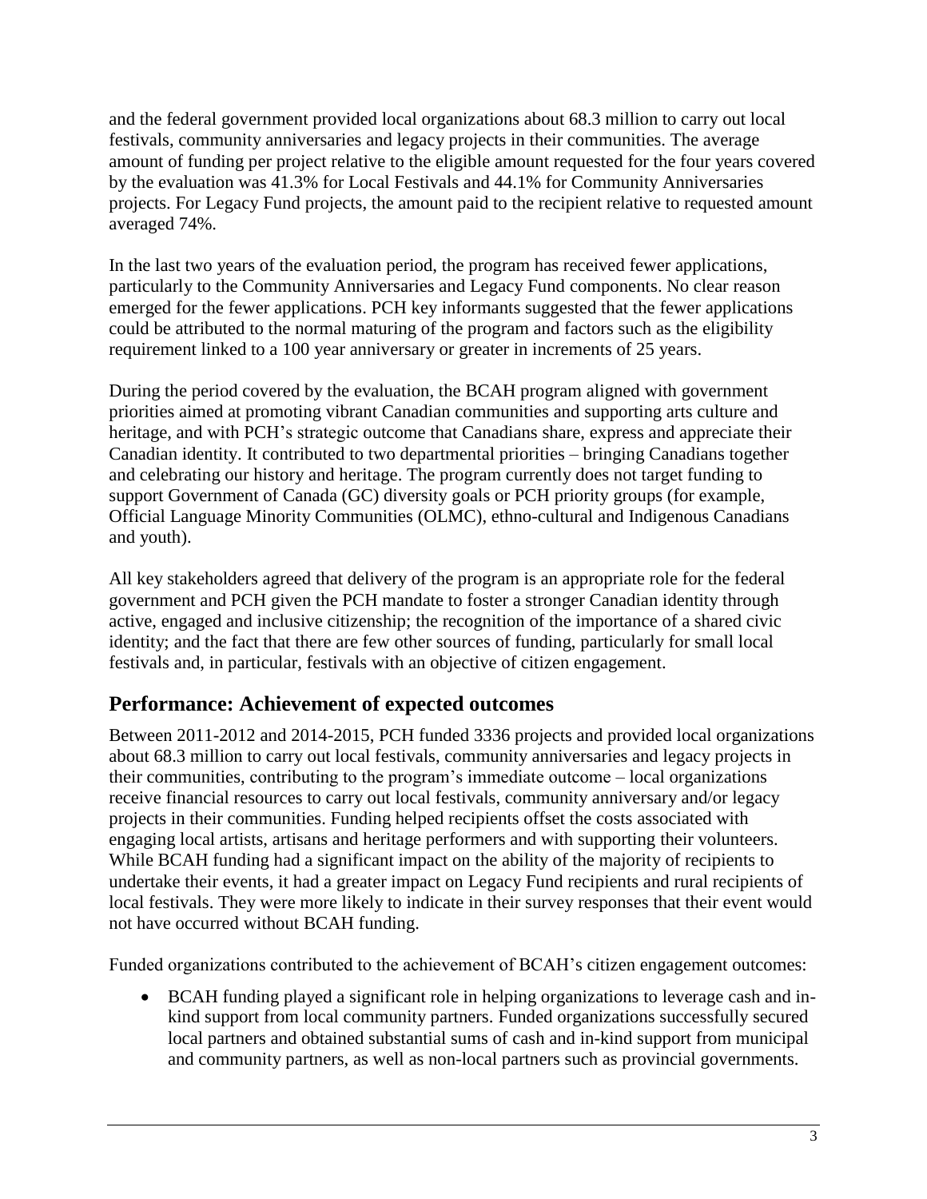and the federal government provided local organizations about 68.3 million to carry out local festivals, community anniversaries and legacy projects in their communities. The average amount of funding per project relative to the eligible amount requested for the four years covered by the evaluation was 41.3% for Local Festivals and 44.1% for Community Anniversaries projects. For Legacy Fund projects, the amount paid to the recipient relative to requested amount averaged 74%.

In the last two years of the evaluation period, the program has received fewer applications, particularly to the Community Anniversaries and Legacy Fund components. No clear reason emerged for the fewer applications. PCH key informants suggested that the fewer applications could be attributed to the normal maturing of the program and factors such as the eligibility requirement linked to a 100 year anniversary or greater in increments of 25 years.

During the period covered by the evaluation, the BCAH program aligned with government priorities aimed at promoting vibrant Canadian communities and supporting arts culture and heritage, and with PCH's strategic outcome that Canadians share, express and appreciate their Canadian identity. It contributed to two departmental priorities – bringing Canadians together and celebrating our history and heritage. The program currently does not target funding to support Government of Canada (GC) diversity goals or PCH priority groups (for example, Official Language Minority Communities (OLMC), ethno-cultural and Indigenous Canadians and youth).

All key stakeholders agreed that delivery of the program is an appropriate role for the federal government and PCH given the PCH mandate to foster a stronger Canadian identity through active, engaged and inclusive citizenship; the recognition of the importance of a shared civic identity; and the fact that there are few other sources of funding, particularly for small local festivals and, in particular, festivals with an objective of citizen engagement.

## Performance: Achievement of expected outcomes

Between 2011-2012 and 2014-2015, PCH funded 3336 projects and provided local organizations about 68.3 million to carry out local festivals, community anniversaries and legacy projects in their communities, contributing to the program's immediate outcome – local organizations receive financial resources to carry out local festivals, community anniversary and/or legacy projects in their communities. Funding helped recipients offset the costs associated with engaging local artists, artisans and heritage performers and with supporting their volunteers. While BCAH funding had a significant impact on the ability of the majority of recipients to undertake their events, it had a greater impact on Legacy Fund recipients and rural recipients of local festivals. They were more likely to indicate in their survey responses that their event would not have occurred without BCAH funding.

Funded organizations contributed to the achievement of BCAH's citizen engagement outcomes:

- BCAH funding played a significant role in helping organizations to leverage cash and in-kind support from local community partners. Funded organizations successfully secured local partners and obtained substantial sums of cash and in-kind support from municipal and community partners, as well as non-local partners such as provincial governments.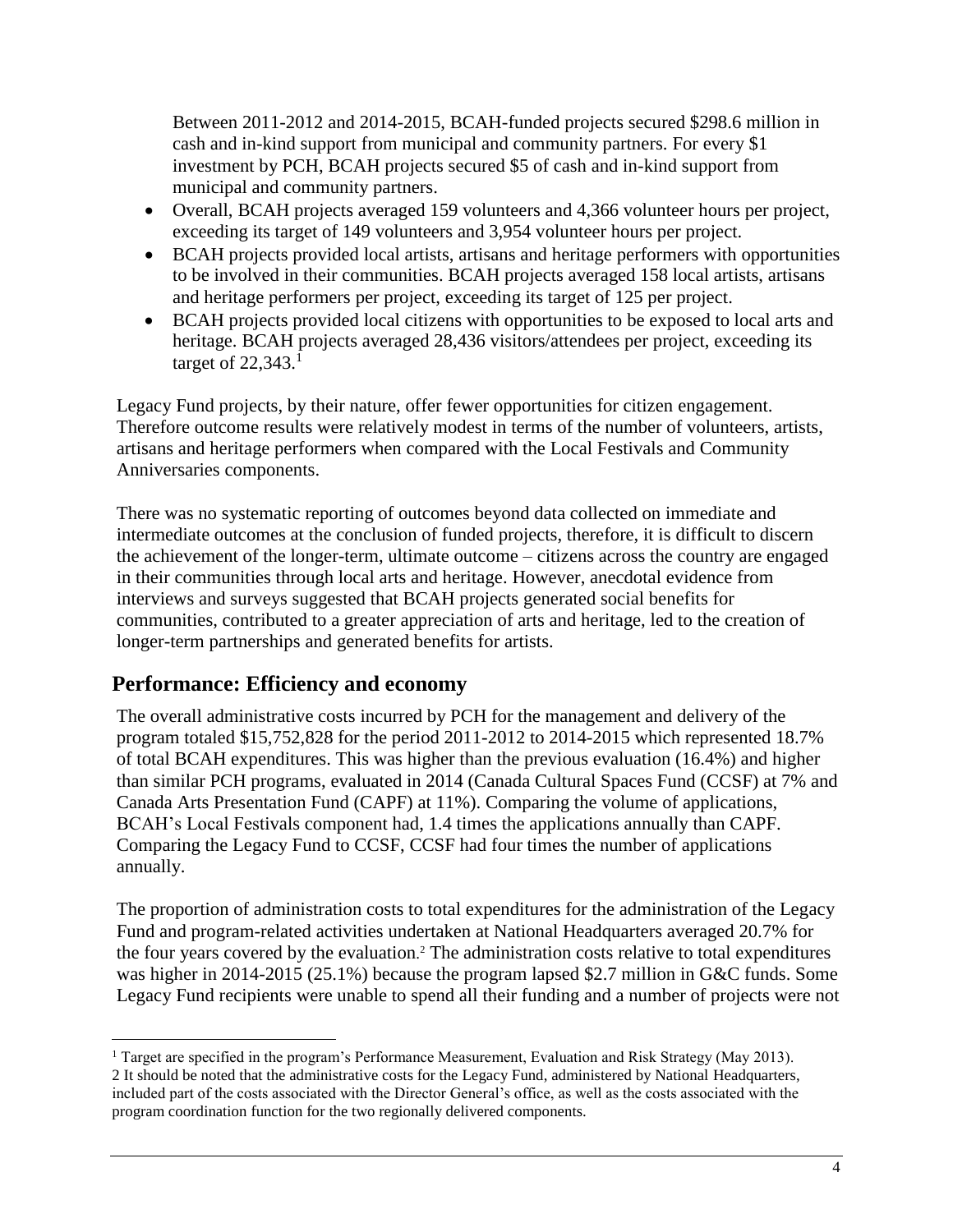Between 2011-2012 and 2014-2015, BCAH-funded projects secured $298.6 million in cash and in-kind support from municipal and community partners. For every $1 investment by PCH, BCAH projects secured $5 of cash and in-kind support from municipal and community partners.

- Overall, BCAH projects averaged 159 volunteers and 4,366 volunteer hours per project, exceeding its target of 149 volunteers and 3,954 volunteer hours per project.
- BCAH projects provided local artists, artisans and heritage performers with opportunities to be involved in their communities. BCAH projects averaged 158 local artists, artisans and heritage performers per project, exceeding its target of 125 per project.
- BCAH projects provided local citizens with opportunities to be exposed to local arts and heritage. BCAH projects averaged 28,436 visitors/attendees per project, exceeding its target of 22,343.[1]

Legacy Fund projects, by their nature, offer fewer opportunities for citizen engagement. Therefore outcome results were relatively modest in terms of the number of volunteers, artists, artisans and heritage performers when compared with the Local Festivals and Community Anniversaries components.

There was no systematic reporting of outcomes beyond data collected on immediate and intermediate outcomes at the conclusion of funded projects, therefore, it is difficult to discern the achievement of the longer-term, ultimate outcome – citizens across the country are engaged in their communities through local arts and heritage. However, anecdotal evidence from interviews and surveys suggested that BCAH projects generated social benefits for communities, contributed to a greater appreciation of arts and heritage, led to the creation of longer-term partnerships and generated benefits for artists.

## Performance: Efficiency and economy

The overall administrative costs incurred by PCH for the management and delivery of the program totaled $15,752,828 for the period 2011-2012 to 2014-2015 which represented 18.7% of total BCAH expenditures. This was higher than the previous evaluation (16.4%) and higher than similar PCH programs, evaluated in 2014 (Canada Cultural Spaces Fund (CCSF) at 7% and Canada Arts Presentation Fund (CAPF) at 11%). Comparing the volume of applications, BCAH's Local Festivals component had, 1.4 times the applications annually than CAPF. Comparing the Legacy Fund to CCSF, CCSF had four times the number of applications annually.

The proportion of administration costs to total expenditures for the administration of the Legacy Fund and program-related activities undertaken at National Headquarters averaged 20.7% for the four years covered by the evaluation.[2] The administration costs relative to total expenditures was higher in 2014-2015 (25.1%) because the program lapsed $2.7 million in G&C funds. Some Legacy Fund recipients were unable to spend all their funding and a number of projects were not

[1] Target are specified in the program's Performance Measurement, Evaluation and Risk Strategy (May 2013).

[2] It should be noted that the administrative costs for the Legacy Fund, administered by National Headquarters, included part of the costs associated with the Director General's office, as well as the costs associated with the program coordination function for the two regionally delivered components.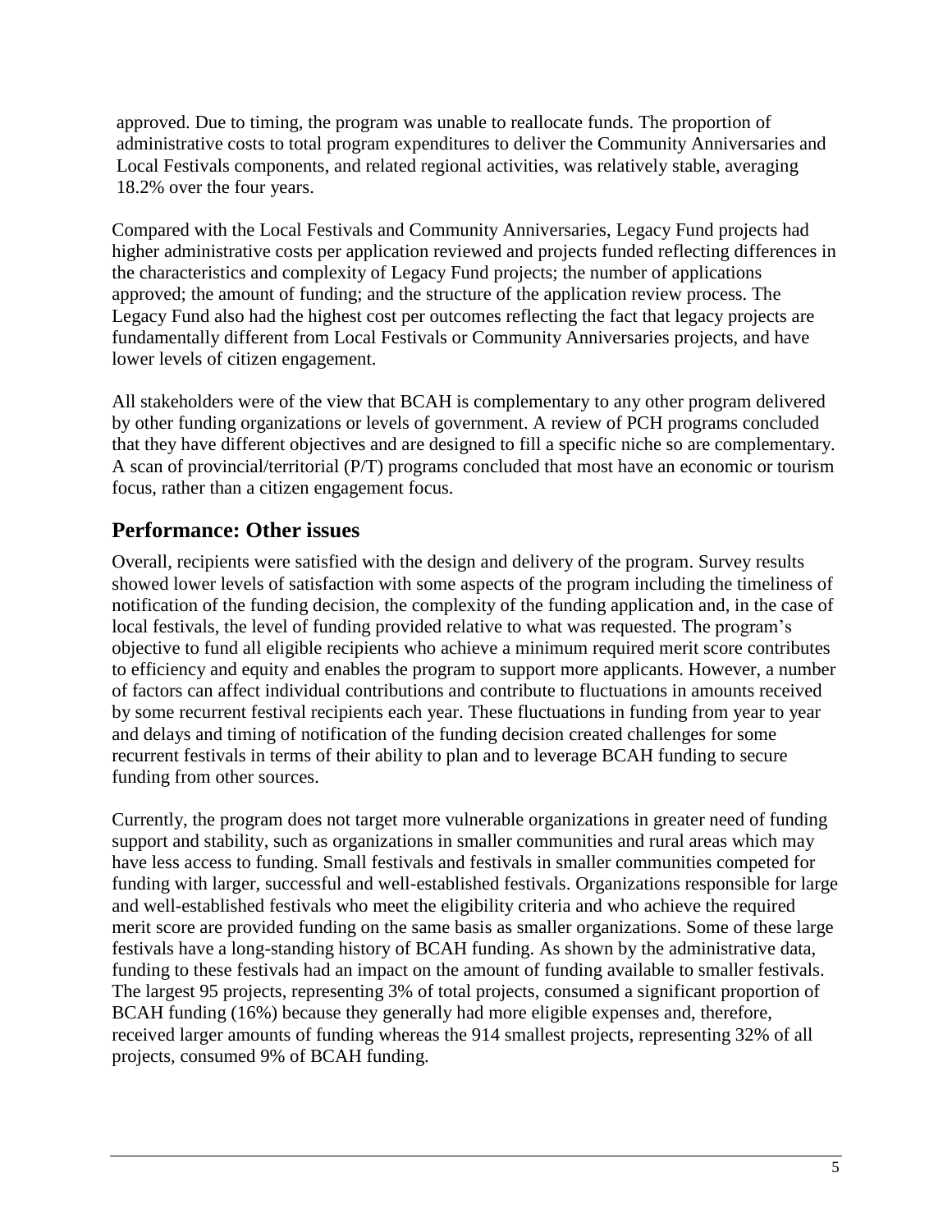approved. Due to timing, the program was unable to reallocate funds. The proportion of administrative costs to total program expenditures to deliver the Community Anniversaries and Local Festivals components, and related regional activities, was relatively stable, averaging 18.2% over the four years.

Compared with the Local Festivals and Community Anniversaries, Legacy Fund projects had higher administrative costs per application reviewed and projects funded reflecting differences in the characteristics and complexity of Legacy Fund projects; the number of applications approved; the amount of funding; and the structure of the application review process. The Legacy Fund also had the highest cost per outcomes reflecting the fact that legacy projects are fundamentally different from Local Festivals or Community Anniversaries projects, and have lower levels of citizen engagement.

All stakeholders were of the view that BCAH is complementary to any other program delivered by other funding organizations or levels of government. A review of PCH programs concluded that they have different objectives and are designed to fill a specific niche so are complementary. A scan of provincial/territorial (P/T) programs concluded that most have an economic or tourism focus, rather than a citizen engagement focus.

## Performance: Other issues

Overall, recipients were satisfied with the design and delivery of the program. Survey results showed lower levels of satisfaction with some aspects of the program including the timeliness of notification of the funding decision, the complexity of the funding application and, in the case of local festivals, the level of funding provided relative to what was requested. The program's objective to fund all eligible recipients who achieve a minimum required merit score contributes to efficiency and equity and enables the program to support more applicants. However, a number of factors can affect individual contributions and contribute to fluctuations in amounts received by some recurrent festival recipients each year. These fluctuations in funding from year to year and delays and timing of notification of the funding decision created challenges for some recurrent festivals in terms of their ability to plan and to leverage BCAH funding to secure funding from other sources.

Currently, the program does not target more vulnerable organizations in greater need of funding support and stability, such as organizations in smaller communities and rural areas which may have less access to funding. Small festivals and festivals in smaller communities competed for funding with larger, successful and well-established festivals. Organizations responsible for large and well-established festivals who meet the eligibility criteria and who achieve the required merit score are provided funding on the same basis as smaller organizations. Some of these large festivals have a long-standing history of BCAH funding. As shown by the administrative data, funding to these festivals had an impact on the amount of funding available to smaller festivals. The largest 95 projects, representing 3% of total projects, consumed a significant proportion of BCAH funding (16%) because they generally had more eligible expenses and, therefore, received larger amounts of funding whereas the 914 smallest projects, representing 32% of all projects, consumed 9% of BCAH funding.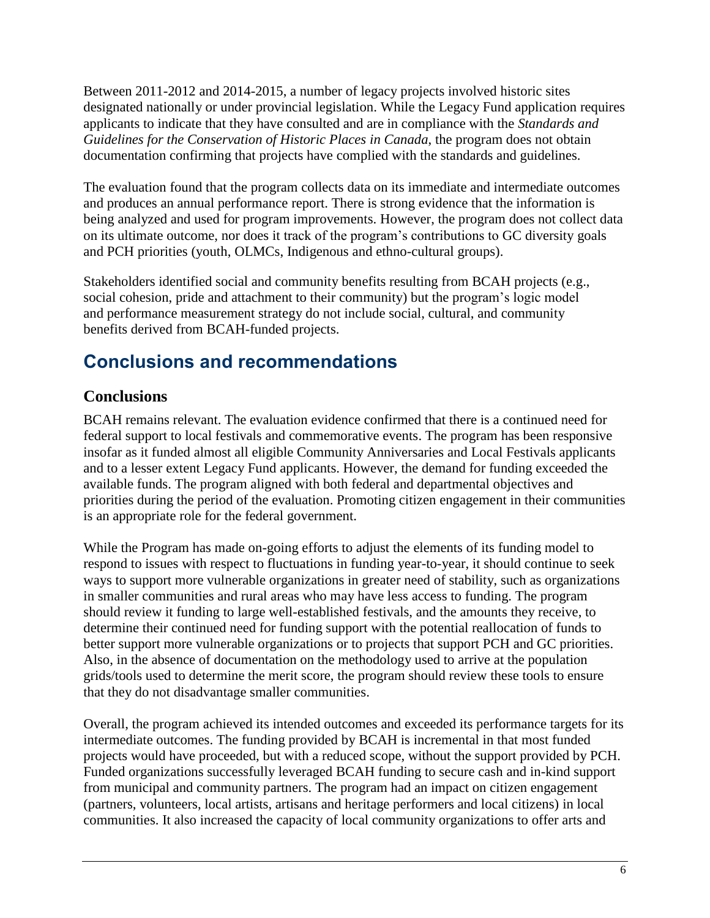Between 2011-2012 and 2014-2015, a number of legacy projects involved historic sites designated nationally or under provincial legislation. While the Legacy Fund application requires applicants to indicate that they have consulted and are in compliance with the *Standards and Guidelines for the Conservation of Historic Places in Canada*, the program does not obtain documentation confirming that projects have complied with the standards and guidelines.

The evaluation found that the program collects data on its immediate and intermediate outcomes and produces an annual performance report. There is strong evidence that the information is being analyzed and used for program improvements. However, the program does not collect data on its ultimate outcome, nor does it track of the program's contributions to GC diversity goals and PCH priorities (youth, OLMCs, Indigenous and ethno-cultural groups).

Stakeholders identified social and community benefits resulting from BCAH projects (e.g., social cohesion, pride and attachment to their community) but the program's logic model and performance measurement strategy do not include social, cultural, and community benefits derived from BCAH-funded projects.

# Conclusions and recommendations

## Conclusions

BCAH remains relevant. The evaluation evidence confirmed that there is a continued need for federal support to local festivals and commemorative events. The program has been responsive insofar as it funded almost all eligible Community Anniversaries and Local Festivals applicants and to a lesser extent Legacy Fund applicants. However, the demand for funding exceeded the available funds. The program aligned with both federal and departmental objectives and priorities during the period of the evaluation. Promoting citizen engagement in their communities is an appropriate role for the federal government.

While the Program has made on-going efforts to adjust the elements of its funding model to respond to issues with respect to fluctuations in funding year-to-year, it should continue to seek ways to support more vulnerable organizations in greater need of stability, such as organizations in smaller communities and rural areas who may have less access to funding. The program should review it funding to large well-established festivals, and the amounts they receive, to determine their continued need for funding support with the potential reallocation of funds to better support more vulnerable organizations or to projects that support PCH and GC priorities. Also, in the absence of documentation on the methodology used to arrive at the population grids/tools used to determine the merit score, the program should review these tools to ensure that they do not disadvantage smaller communities.

Overall, the program achieved its intended outcomes and exceeded its performance targets for its intermediate outcomes. The funding provided by BCAH is incremental in that most funded projects would have proceeded, but with a reduced scope, without the support provided by PCH. Funded organizations successfully leveraged BCAH funding to secure cash and in-kind support from municipal and community partners. The program had an impact on citizen engagement (partners, volunteers, local artists, artisans and heritage performers and local citizens) in local communities. It also increased the capacity of local community organizations to offer arts and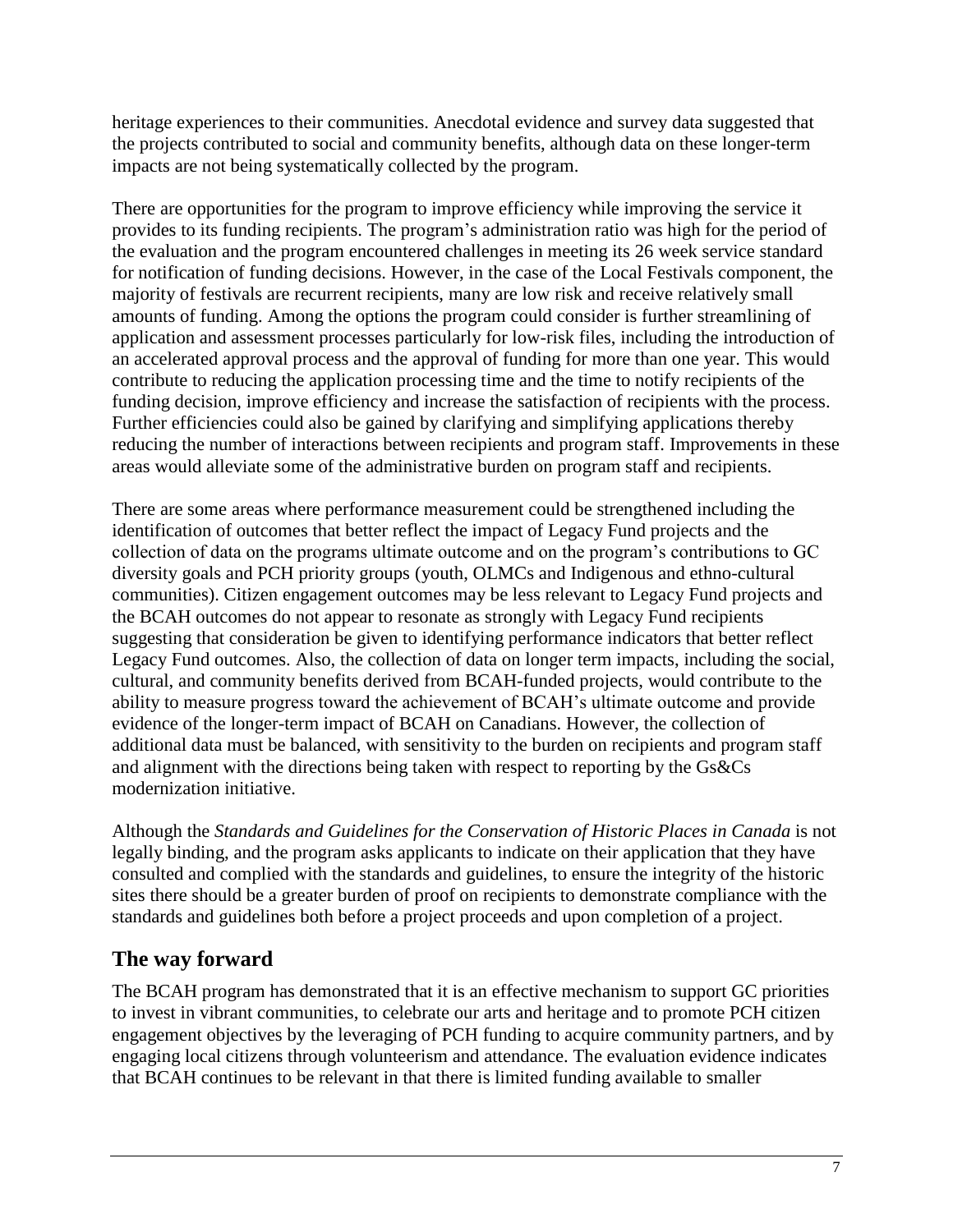heritage experiences to their communities. Anecdotal evidence and survey data suggested that the projects contributed to social and community benefits, although data on these longer-term impacts are not being systematically collected by the program.

There are opportunities for the program to improve efficiency while improving the service it provides to its funding recipients. The program's administration ratio was high for the period of the evaluation and the program encountered challenges in meeting its 26 week service standard for notification of funding decisions. However, in the case of the Local Festivals component, the majority of festivals are recurrent recipients, many are low risk and receive relatively small amounts of funding. Among the options the program could consider is further streamlining of application and assessment processes particularly for low-risk files, including the introduction of an accelerated approval process and the approval of funding for more than one year. This would contribute to reducing the application processing time and the time to notify recipients of the funding decision, improve efficiency and increase the satisfaction of recipients with the process. Further efficiencies could also be gained by clarifying and simplifying applications thereby reducing the number of interactions between recipients and program staff. Improvements in these areas would alleviate some of the administrative burden on program staff and recipients.

There are some areas where performance measurement could be strengthened including the identification of outcomes that better reflect the impact of Legacy Fund projects and the collection of data on the programs ultimate outcome and on the program's contributions to GC diversity goals and PCH priority groups (youth, OLMCs and Indigenous and ethno-cultural communities). Citizen engagement outcomes may be less relevant to Legacy Fund projects and the BCAH outcomes do not appear to resonate as strongly with Legacy Fund recipients suggesting that consideration be given to identifying performance indicators that better reflect Legacy Fund outcomes. Also, the collection of data on longer term impacts, including the social, cultural, and community benefits derived from BCAH-funded projects, would contribute to the ability to measure progress toward the achievement of BCAH's ultimate outcome and provide evidence of the longer-term impact of BCAH on Canadians. However, the collection of additional data must be balanced, with sensitivity to the burden on recipients and program staff and alignment with the directions being taken with respect to reporting by the Gs&Cs modernization initiative.

Although the *Standards and Guidelines for the Conservation of Historic Places in Canada* is not legally binding, and the program asks applicants to indicate on their application that they have consulted and complied with the standards and guidelines, to ensure the integrity of the historic sites there should be a greater burden of proof on recipients to demonstrate compliance with the standards and guidelines both before a project proceeds and upon completion of a project.

## The way forward

The BCAH program has demonstrated that it is an effective mechanism to support GC priorities to invest in vibrant communities, to celebrate our arts and heritage and to promote PCH citizen engagement objectives by the leveraging of PCH funding to acquire community partners, and by engaging local citizens through volunteerism and attendance. The evaluation evidence indicates that BCAH continues to be relevant in that there is limited funding available to smaller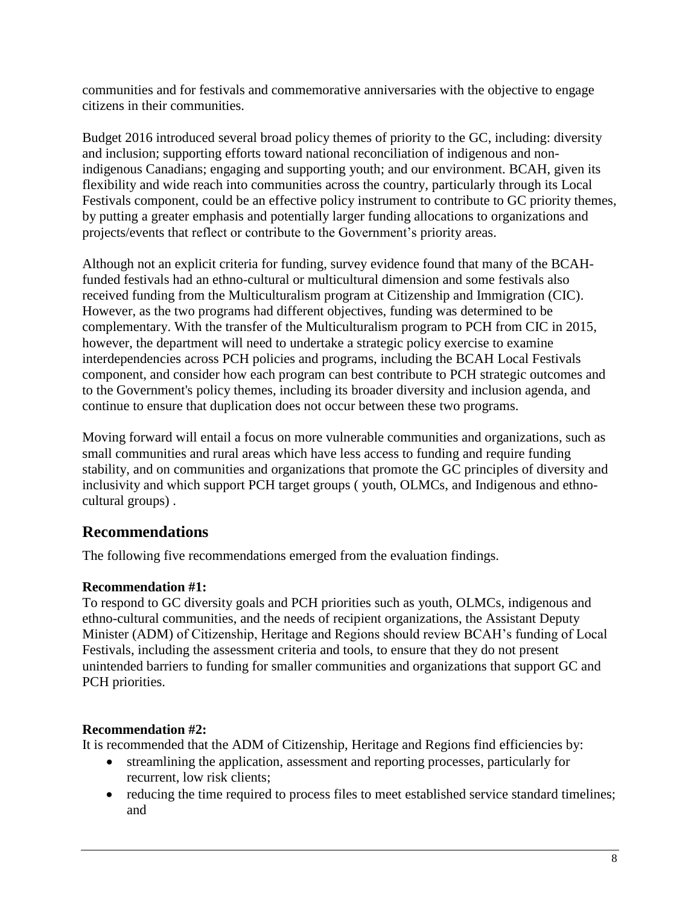communities and for festivals and commemorative anniversaries with the objective to engage citizens in their communities.

Budget 2016 introduced several broad policy themes of priority to the GC, including: diversity and inclusion; supporting efforts toward national reconciliation of indigenous and non-indigenous Canadians; engaging and supporting youth; and our environment. BCAH, given its flexibility and wide reach into communities across the country, particularly through its Local Festivals component, could be an effective policy instrument to contribute to GC priority themes, by putting a greater emphasis and potentially larger funding allocations to organizations and projects/events that reflect or contribute to the Government's priority areas.

Although not an explicit criteria for funding, survey evidence found that many of the BCAH-funded festivals had an ethno-cultural or multicultural dimension and some festivals also received funding from the Multiculturalism program at Citizenship and Immigration (CIC). However, as the two programs had different objectives, funding was determined to be complementary. With the transfer of the Multiculturalism program to PCH from CIC in 2015, however, the department will need to undertake a strategic policy exercise to examine interdependencies across PCH policies and programs, including the BCAH Local Festivals component, and consider how each program can best contribute to PCH strategic outcomes and to the Government's policy themes, including its broader diversity and inclusion agenda, and continue to ensure that duplication does not occur between these two programs.

Moving forward will entail a focus on more vulnerable communities and organizations, such as small communities and rural areas which have less access to funding and require funding stability, and on communities and organizations that promote the GC principles of diversity and inclusivity and which support PCH target groups ( youth, OLMCs, and Indigenous and ethno-cultural groups) .

## Recommendations

The following five recommendations emerged from the evaluation findings.

**Recommendation #1:**
To respond to GC diversity goals and PCH priorities such as youth, OLMCs, indigenous and ethno-cultural communities, and the needs of recipient organizations, the Assistant Deputy Minister (ADM) of Citizenship, Heritage and Regions should review BCAH's funding of Local Festivals, including the assessment criteria and tools, to ensure that they do not present unintended barriers to funding for smaller communities and organizations that support GC and PCH priorities.

**Recommendation #2:**
It is recommended that the ADM of Citizenship, Heritage and Regions find efficiencies by:

- streamlining the application, assessment and reporting processes, particularly for recurrent, low risk clients;
- reducing the time required to process files to meet established service standard timelines; and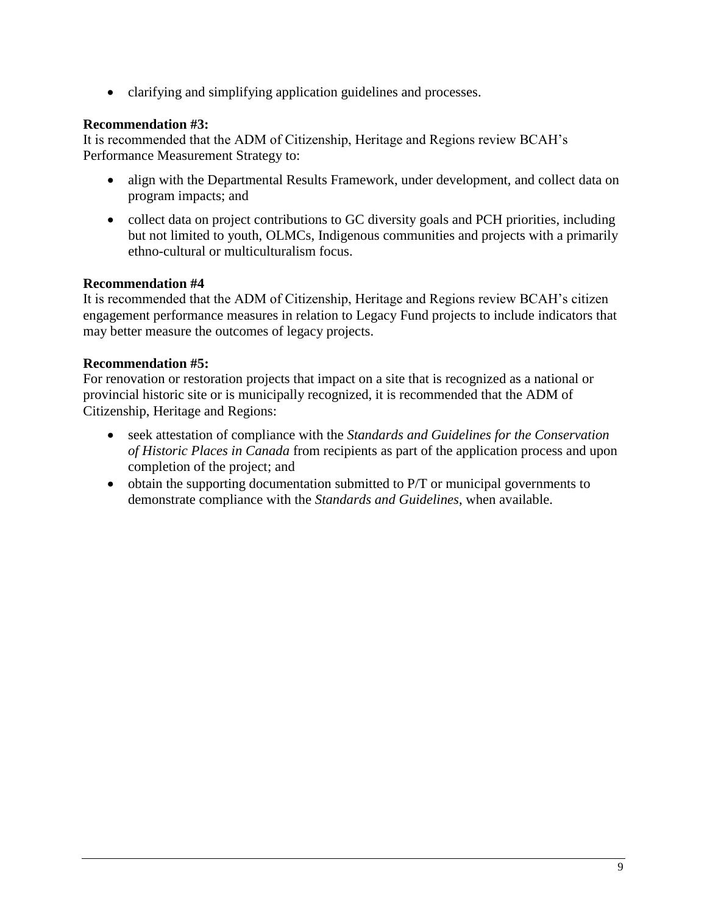- clarifying and simplifying application guidelines and processes.

**Recommendation #3:**
It is recommended that the ADM of Citizenship, Heritage and Regions review BCAH's Performance Measurement Strategy to:

- align with the Departmental Results Framework, under development, and collect data on program impacts; and
- collect data on project contributions to GC diversity goals and PCH priorities, including but not limited to youth, OLMCs, Indigenous communities and projects with a primarily ethno-cultural or multiculturalism focus.

**Recommendation #4**
It is recommended that the ADM of Citizenship, Heritage and Regions review BCAH's citizen engagement performance measures in relation to Legacy Fund projects to include indicators that may better measure the outcomes of legacy projects.

**Recommendation #5:**
For renovation or restoration projects that impact on a site that is recognized as a national or provincial historic site or is municipally recognized, it is recommended that the ADM of Citizenship, Heritage and Regions:

- seek attestation of compliance with the *Standards and Guidelines for the Conservation of Historic Places in Canada* from recipients as part of the application process and upon completion of the project; and
- obtain the supporting documentation submitted to P/T or municipal governments to demonstrate compliance with the *Standards and Guidelines*, when available.